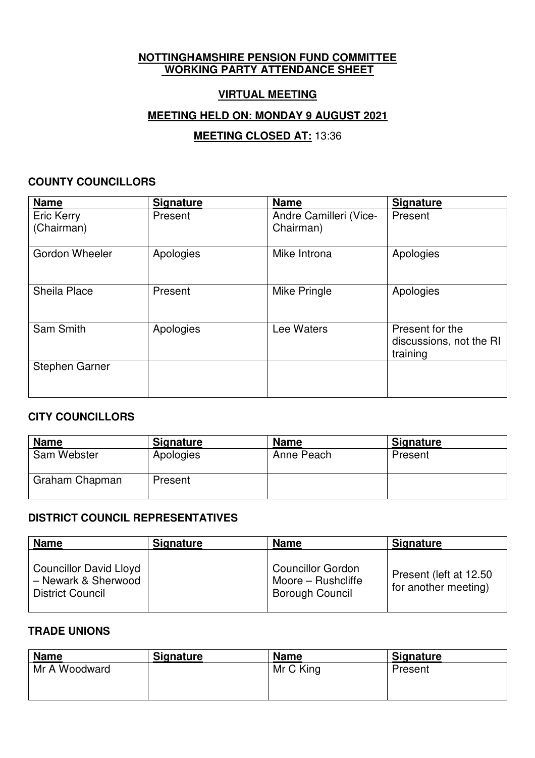**NOTTINGHAMSHIRE PENSION FUND COMMITTEE**
**WORKING PARTY ATTENDANCE SHEET**

**VIRTUAL MEETING**

**MEETING HELD ON: MONDAY 9 AUGUST 2021**

**MEETING CLOSED AT:** 13:36

## COUNTY COUNCILLORS

| Name | Signature | Name | Signature |
|---|---|---|---|
| Eric Kerry (Chairman) | Present | Andre Camilleri (Vice-Chairman) | Present |
| Gordon Wheeler | Apologies | Mike Introna | Apologies |
| Sheila Place | Present | Mike Pringle | Apologies |
| Sam Smith | Apologies | Lee Waters | Present for the discussions, not the RI training |
| Stephen Garner | | | |

## CITY COUNCILLORS

| Name | Signature | Name | Signature |
|---|---|---|---|
| Sam Webster | Apologies | Anne Peach | Present |
| Graham Chapman | Present | | |

## DISTRICT COUNCIL REPRESENTATIVES

| Name | Signature | Name | Signature |
|---|---|---|---|
| Councillor David Lloyd – Newark & Sherwood District Council | | Councillor Gordon Moore – Rushcliffe Borough Council | Present (left at 12.50 for another meeting) |

## TRADE UNIONS

| Name | Signature | Name | Signature |
|---|---|---|---|
| Mr A Woodward | | Mr C King | Present |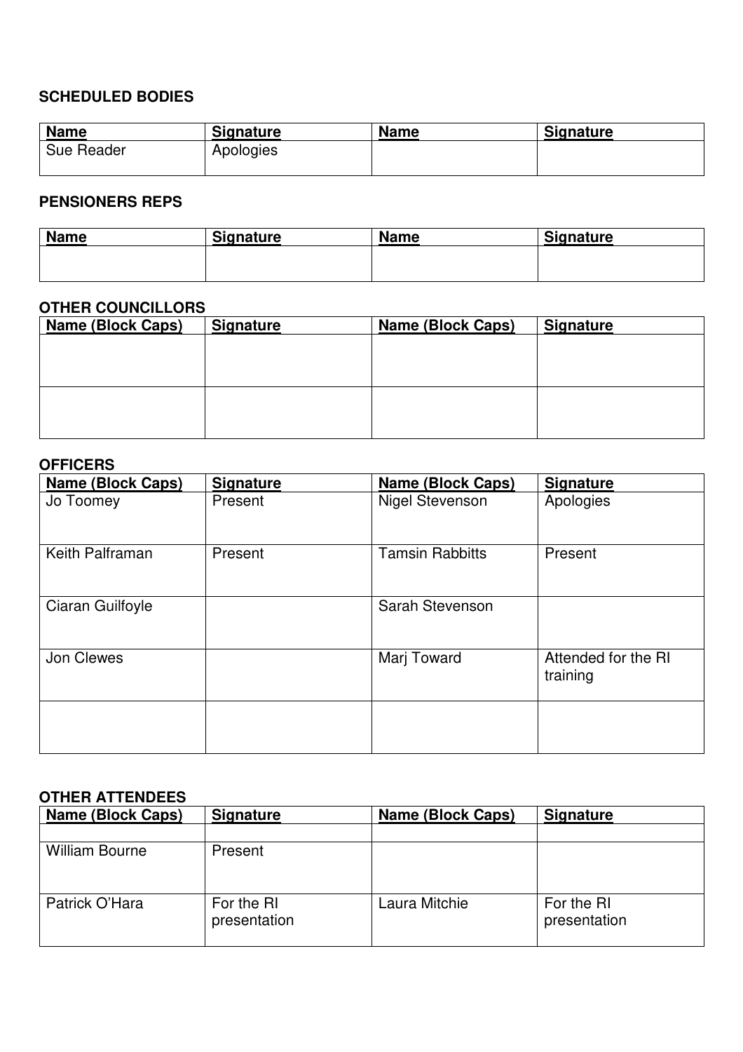**SCHEDULED BODIES**

| Name | Signature | Name | Signature |
|---|---|---|---|
| Sue Reader | Apologies | | |

**PENSIONERS REPS**

| Name | Signature | Name | Signature |
|---|---|---|---|
| | | | |

**OTHER COUNCILLORS**

| Name (Block Caps) | Signature | Name (Block Caps) | Signature |
|---|---|---|---|
| | | | |
| | | | |

**OFFICERS**

| Name (Block Caps) | Signature | Name (Block Caps) | Signature |
|---|---|---|---|
| Jo Toomey | Present | Nigel Stevenson | Apologies |
| Keith Palframan | Present | Tamsin Rabbitts | Present |
| Ciaran Guilfoyle | | Sarah Stevenson | |
| Jon Clewes | | Marj Toward | Attended for the RI training |
| | | | |

**OTHER ATTENDEES**

| Name (Block Caps) | Signature | Name (Block Caps) | Signature |
|---|---|---|---|
| | | | |
| William Bourne | Present | | |
| Patrick O'Hara | For the RI presentation | Laura Mitchie | For the RI presentation |